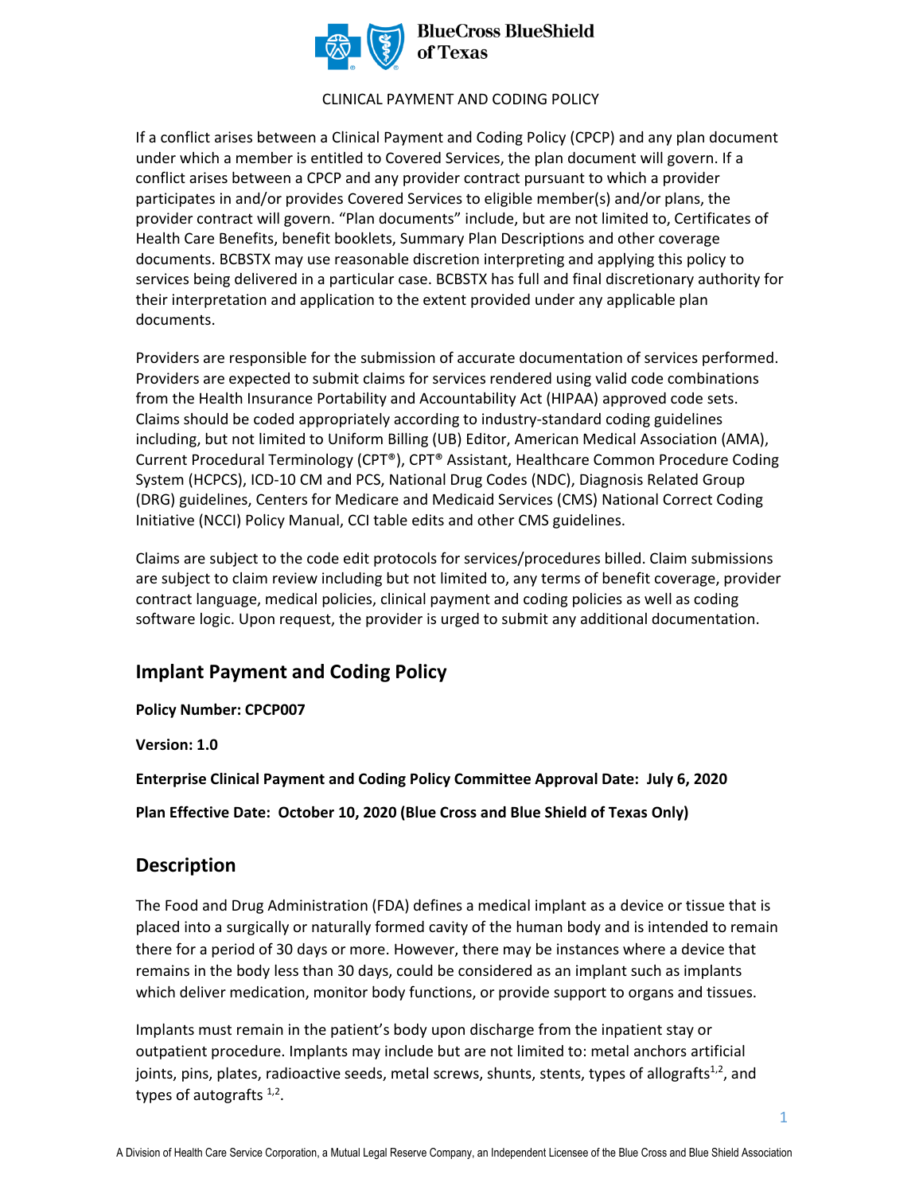CLINICAL PAYMENT AND CODING POLICY

If a conflict arises between a Clinical Payment and Coding Policy (CPCP) and any plan document under which a member is entitled to Covered Services, the plan document will govern. If a conflict arises between a CPCP and any provider contract pursuant to which a provider participates in and/or provides Covered Services to eligible member(s) and/or plans, the provider contract will govern. "Plan documents" include, but are not limited to, Certificates of Health Care Benefits, benefit booklets, Summary Plan Descriptions and other coverage documents. BCBSTX may use reasonable discretion interpreting and applying this policy to services being delivered in a particular case. BCBSTX has full and final discretionary authority for their interpretation and application to the extent provided under any applicable plan documents.

Providers are responsible for the submission of accurate documentation of services performed. Providers are expected to submit claims for services rendered using valid code combinations from the Health Insurance Portability and Accountability Act (HIPAA) approved code sets. Claims should be coded appropriately according to industry-standard coding guidelines including, but not limited to Uniform Billing (UB) Editor, American Medical Association (AMA), Current Procedural Terminology (CPT®), CPT® Assistant, Healthcare Common Procedure Coding System (HCPCS), ICD-10 CM and PCS, National Drug Codes (NDC), Diagnosis Related Group (DRG) guidelines, Centers for Medicare and Medicaid Services (CMS) National Correct Coding Initiative (NCCI) Policy Manual, CCI table edits and other CMS guidelines.

Claims are subject to the code edit protocols for services/procedures billed. Claim submissions are subject to claim review including but not limited to, any terms of benefit coverage, provider contract language, medical policies, clinical payment and coding policies as well as coding software logic. Upon request, the provider is urged to submit any additional documentation.

## Implant Payment and Coding Policy

**Policy Number: CPCP007**

**Version: 1.0**

**Enterprise Clinical Payment and Coding Policy Committee Approval Date: July 6, 2020**

**Plan Effective Date: October 10, 2020 (Blue Cross and Blue Shield of Texas Only)**

## Description

The Food and Drug Administration (FDA) defines a medical implant as a device or tissue that is placed into a surgically or naturally formed cavity of the human body and is intended to remain there for a period of 30 days or more. However, there may be instances where a device that remains in the body less than 30 days, could be considered as an implant such as implants which deliver medication, monitor body functions, or provide support to organs and tissues.

Implants must remain in the patient's body upon discharge from the inpatient stay or outpatient procedure. Implants may include but are not limited to: metal anchors artificial joints, pins, plates, radioactive seeds, metal screws, shunts, stents, types of allografts[1,2], and types of autografts [1,2].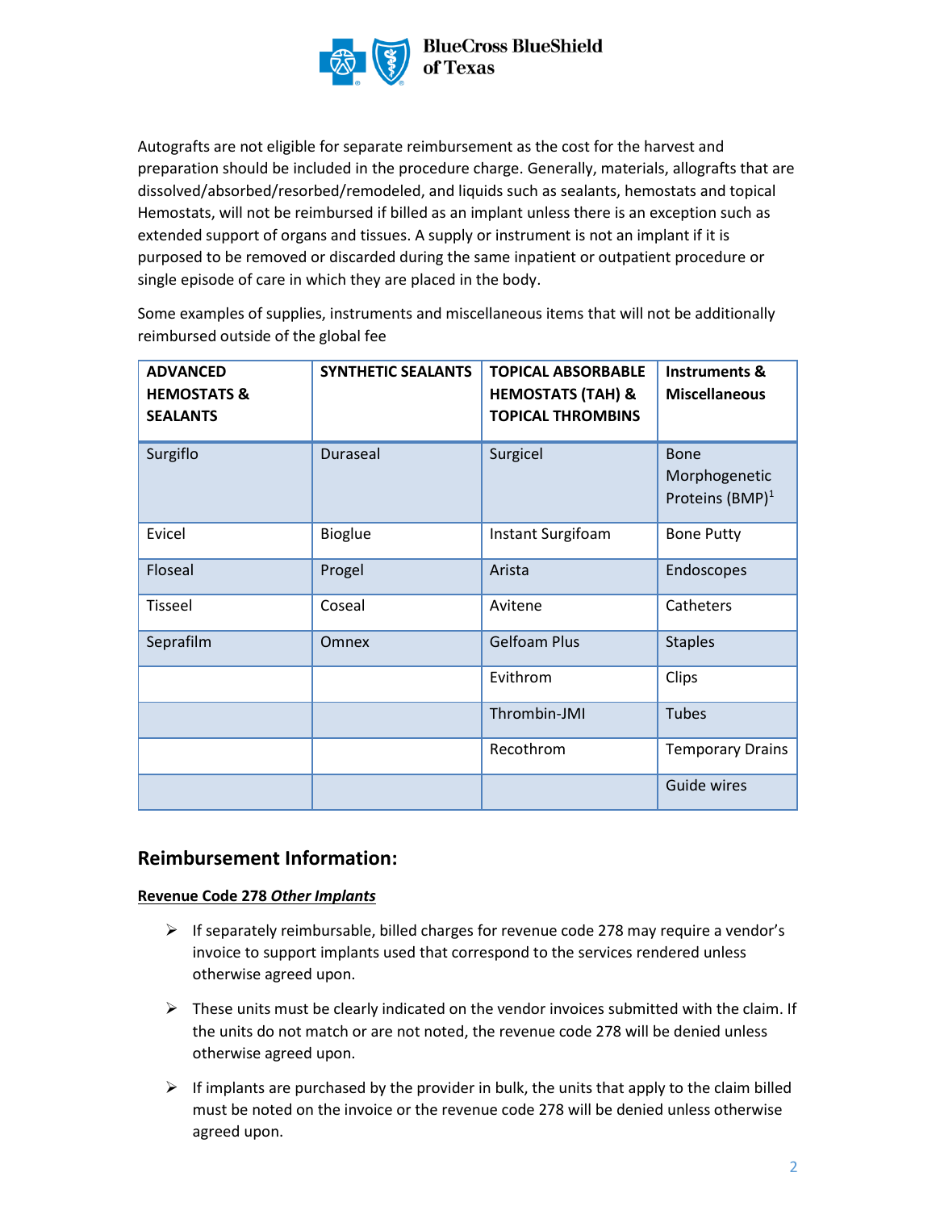Autografts are not eligible for separate reimbursement as the cost for the harvest and preparation should be included in the procedure charge. Generally, materials, allografts that are dissolved/absorbed/resorbed/remodeled, and liquids such as sealants, hemostats and topical Hemostats, will not be reimbursed if billed as an implant unless there is an exception such as extended support of organs and tissues. A supply or instrument is not an implant if it is purposed to be removed or discarded during the same inpatient or outpatient procedure or single episode of care in which they are placed in the body.

Some examples of supplies, instruments and miscellaneous items that will not be additionally reimbursed outside of the global fee

| ADVANCED HEMOSTATS & SEALANTS | SYNTHETIC SEALANTS | TOPICAL ABSORBABLE HEMOSTATS (TAH) & TOPICAL THROMBINS | Instruments & Miscellaneous |
|---|---|---|---|
| Surgiflo | Duraseal | Surgicel | Bone Morphogenetic Proteins (BMP)[1] |
| Evicel | Bioglue | Instant Surgifoam | Bone Putty |
| Floseal | Progel | Arista | Endoscopes |
| Tisseel | Coseal | Avitene | Catheters |
| Seprafilm | Omnex | Gelfoam Plus | Staples |
| | | Evithrom | Clips |
| | | Thrombin-JMI | Tubes |
| | | Recothrom | Temporary Drains |
| | | | Guide wires |

## Reimbursement Information:

**Revenue Code 278 *Other Implants***

- If separately reimbursable, billed charges for revenue code 278 may require a vendor's invoice to support implants used that correspond to the services rendered unless otherwise agreed upon.
- These units must be clearly indicated on the vendor invoices submitted with the claim. If the units do not match or are not noted, the revenue code 278 will be denied unless otherwise agreed upon.
- If implants are purchased by the provider in bulk, the units that apply to the claim billed must be noted on the invoice or the revenue code 278 will be denied unless otherwise agreed upon.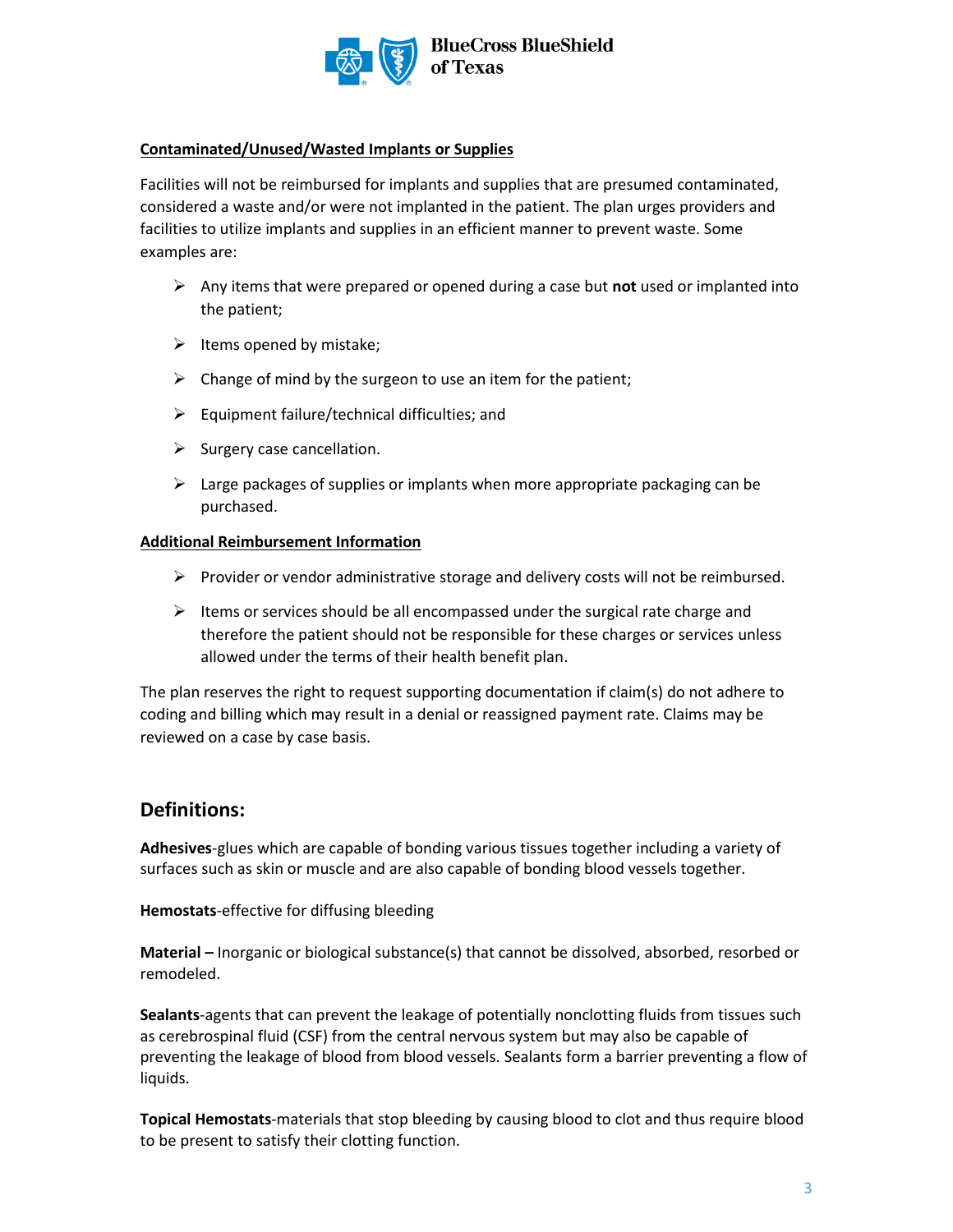**Contaminated/Unused/Wasted Implants or Supplies**

Facilities will not be reimbursed for implants and supplies that are presumed contaminated, considered a waste and/or were not implanted in the patient. The plan urges providers and facilities to utilize implants and supplies in an efficient manner to prevent waste. Some examples are:

- Any items that were prepared or opened during a case but **not** used or implanted into the patient;
- Items opened by mistake;
- Change of mind by the surgeon to use an item for the patient;
- Equipment failure/technical difficulties; and
- Surgery case cancellation.
- Large packages of supplies or implants when more appropriate packaging can be purchased.

**Additional Reimbursement Information**

- Provider or vendor administrative storage and delivery costs will not be reimbursed.
- Items or services should be all encompassed under the surgical rate charge and therefore the patient should not be responsible for these charges or services unless allowed under the terms of their health benefit plan.

The plan reserves the right to request supporting documentation if claim(s) do not adhere to coding and billing which may result in a denial or reassigned payment rate. Claims may be reviewed on a case by case basis.

## Definitions:

**Adhesives**-glues which are capable of bonding various tissues together including a variety of surfaces such as skin or muscle and are also capable of bonding blood vessels together.

**Hemostats**-effective for diffusing bleeding

**Material –** Inorganic or biological substance(s) that cannot be dissolved, absorbed, resorbed or remodeled.

**Sealants**-agents that can prevent the leakage of potentially nonclotting fluids from tissues such as cerebrospinal fluid (CSF) from the central nervous system but may also be capable of preventing the leakage of blood from blood vessels. Sealants form a barrier preventing a flow of liquids.

**Topical Hemostats**-materials that stop bleeding by causing blood to clot and thus require blood to be present to satisfy their clotting function.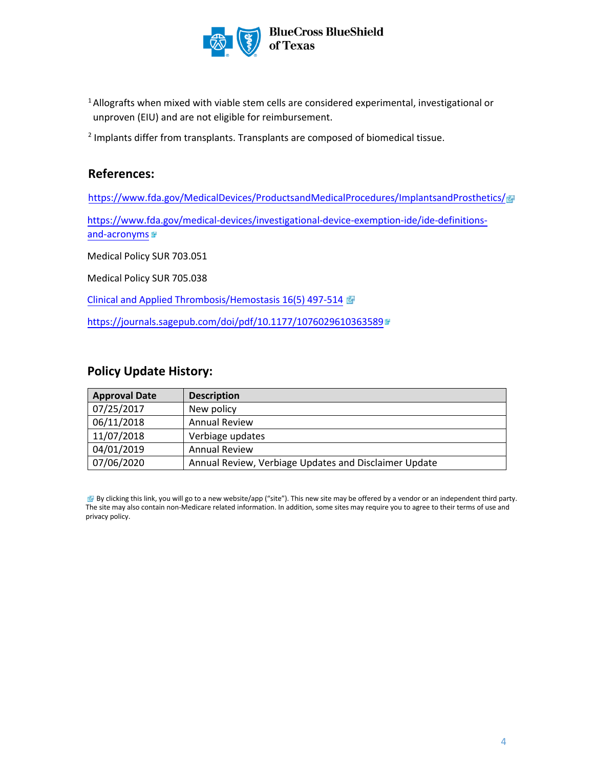[1] Allografts when mixed with viable stem cells are considered experimental, investigational or unproven (EIU) and are not eligible for reimbursement.

[2] Implants differ from transplants. Transplants are composed of biomedical tissue.

## References:

https://www.fda.gov/MedicalDevices/ProductsandMedicalProcedures/ImplantsandProsthetics/

https://www.fda.gov/medical-devices/investigational-device-exemption-ide/ide-definitions-and-acronyms

Medical Policy SUR 703.051

Medical Policy SUR 705.038

Clinical and Applied Thrombosis/Hemostasis 16(5) 497-514

https://journals.sagepub.com/doi/pdf/10.1177/1076029610363589

## Policy Update History:

| Approval Date | Description |
|---|---|
| 07/25/2017 | New policy |
| 06/11/2018 | Annual Review |
| 11/07/2018 | Verbiage updates |
| 04/01/2019 | Annual Review |
| 07/06/2020 | Annual Review, Verbiage Updates and Disclaimer Update |

By clicking this link, you will go to a new website/app ("site"). This new site may be offered by a vendor or an independent third party. The site may also contain non-Medicare related information. In addition, some sites may require you to agree to their terms of use and privacy policy.